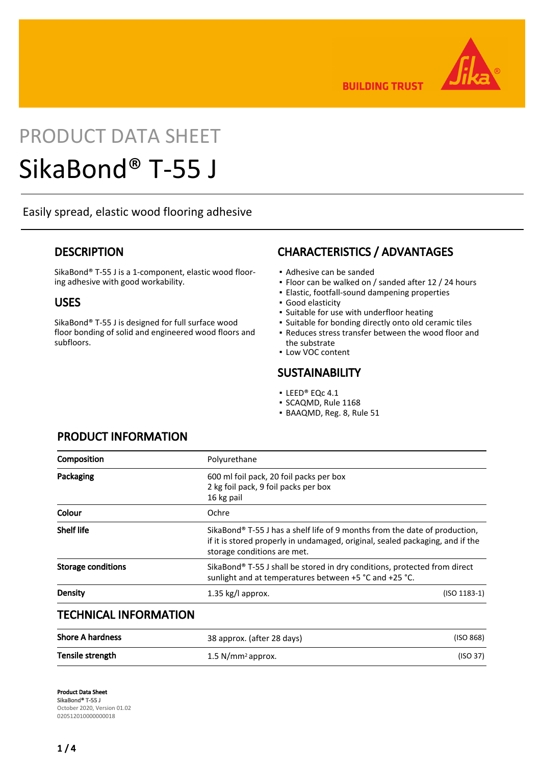BUILDING TRUST

PRODUCT DATA SHEET

# SikaBond® T-55 J

Easily spread, elastic wood flooring adhesive

## DESCRIPTION

SikaBond® T-55 J is a 1-component, elastic wood flooring adhesive with good workability.

## USES

SikaBond® T-55 J is designed for full surface wood floor bonding of solid and engineered wood floors and subfloors.

## CHARACTERISTICS / ADVANTAGES

- Adhesive can be sanded
- Floor can be walked on / sanded after 12 / 24 hours
- Elastic, footfall-sound dampening properties
- Good elasticity
- Suitable for use with underfloor heating
- Suitable for bonding directly onto old ceramic tiles
- Reduces stress transfer between the wood floor and the substrate
- Low VOC content

## SUSTAINABILITY

- LEED® EQc 4.1
- SCAQMD, Rule 1168
- BAAQMD, Reg. 8, Rule 51

## PRODUCT INFORMATION

| | | |
|---|---|---|
| **Composition** | Polyurethane | |
| **Packaging** | 600 ml foil pack, 20 foil packs per box<br>2 kg foil pack, 9 foil packs per box<br>16 kg pail | |
| **Colour** | Ochre | |
| **Shelf life** | SikaBond® T-55 J has a shelf life of 9 months from the date of production, if it is stored properly in undamaged, original, sealed packaging, and if the storage conditions are met. | |
| **Storage conditions** | SikaBond® T-55 J shall be stored in dry conditions, protected from direct sunlight and at temperatures between +5 °C and +25 °C. | |
| **Density** | 1.35 kg/l approx. | (ISO 1183-1) |

## TECHNICAL INFORMATION

| | | |
|---|---|---|
| **Shore A hardness** | 38 approx. (after 28 days) | (ISO 868) |
| **Tensile strength** | 1.5 N/mm² approx. | (ISO 37) |

**Product Data Sheet**
SikaBond® T-55 J
October 2020, Version 01.02
020512010000000018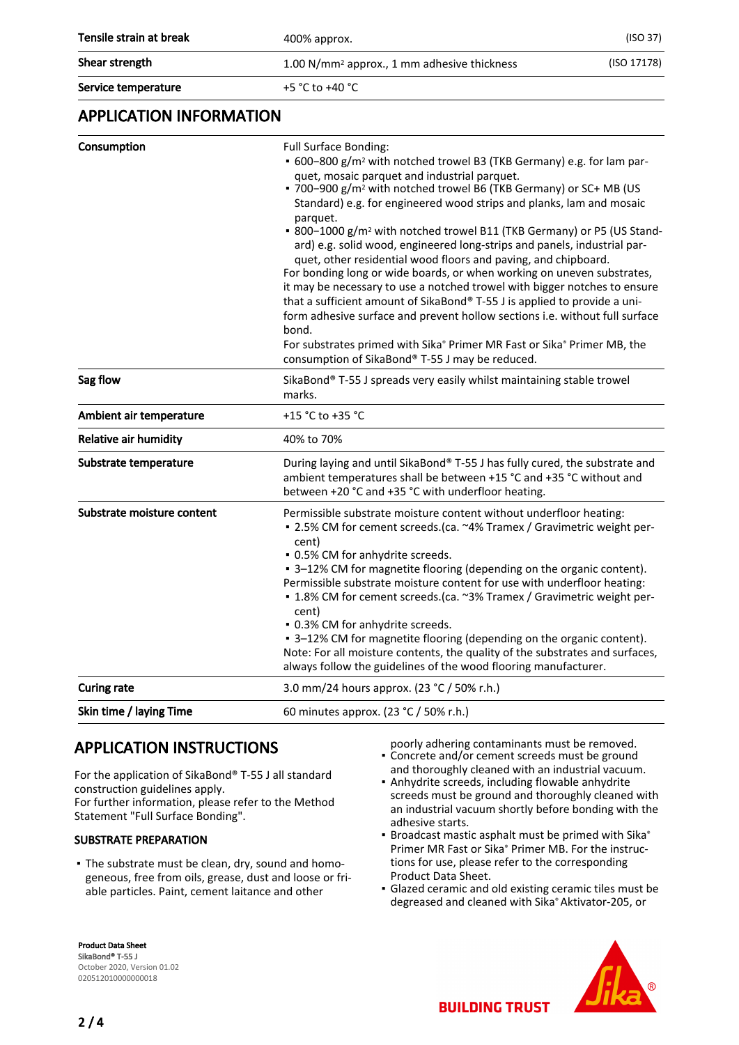| | | |
|---|---|---|
| **Tensile strain at break** | 400% approx. | (ISO 37) |
| **Shear strength** | 1.00 N/mm² approx., 1 mm adhesive thickness | (ISO 17178) |
| **Service temperature** | +5 °C to +40 °C | |

## APPLICATION INFORMATION

| | |
|---|---|
| **Consumption** | Full Surface Bonding:<br>▪ 600–800 g/m² with notched trowel B3 (TKB Germany) e.g. for lam parquet, mosaic parquet and industrial parquet.<br>▪ 700–900 g/m² with notched trowel B6 (TKB Germany) or SC+ MB (US Standard) e.g. for engineered wood strips and planks, lam and mosaic parquet.<br>▪ 800–1000 g/m² with notched trowel B11 (TKB Germany) or P5 (US Standard) e.g. solid wood, engineered long-strips and panels, industrial parquet, other residential wood floors and paving, and chipboard.<br>For bonding long or wide boards, or when working on uneven substrates, it may be necessary to use a notched trowel with bigger notches to ensure that a sufficient amount of SikaBond® T-55 J is applied to provide a uniform adhesive surface and prevent hollow sections i.e. without full surface bond.<br>For substrates primed with Sika® Primer MR Fast or Sika® Primer MB, the consumption of SikaBond® T-55 J may be reduced. |
| **Sag flow** | SikaBond® T-55 J spreads very easily whilst maintaining stable trowel marks. |
| **Ambient air temperature** | +15 °C to +35 °C |
| **Relative air humidity** | 40% to 70% |
| **Substrate temperature** | During laying and until SikaBond® T-55 J has fully cured, the substrate and ambient temperatures shall be between +15 °C and +35 °C without and between +20 °C and +35 °C with underfloor heating. |
| **Substrate moisture content** | Permissible substrate moisture content without underfloor heating:<br>▪ 2.5% CM for cement screeds.(ca. ~4% Tramex / Gravimetric weight percent)<br>▪ 0.5% CM for anhydrite screeds.<br>▪ 3–12% CM for magnetite flooring (depending on the organic content).<br>Permissible substrate moisture content for use with underfloor heating:<br>▪ 1.8% CM for cement screeds.(ca. ~3% Tramex / Gravimetric weight percent)<br>▪ 0.3% CM for anhydrite screeds.<br>▪ 3–12% CM for magnetite flooring (depending on the organic content).<br>Note: For all moisture contents, the quality of the substrates and surfaces, always follow the guidelines of the wood flooring manufacturer. |
| **Curing rate** | 3.0 mm/24 hours approx. (23 °C / 50% r.h.) |
| **Skin time / laying Time** | 60 minutes approx. (23 °C / 50% r.h.) |

## APPLICATION INSTRUCTIONS

For the application of SikaBond® T-55 J all standard construction guidelines apply.
For further information, please refer to the Method Statement "Full Surface Bonding".

### SUBSTRATE PREPARATION

- The substrate must be clean, dry, sound and homogeneous, free from oils, grease, dust and loose or friable particles. Paint, cement laitance and other poorly adhering contaminants must be removed.
- Concrete and/or cement screeds must be ground and thoroughly cleaned with an industrial vacuum.
- Anhydrite screeds, including flowable anhydrite screeds must be ground and thoroughly cleaned with an industrial vacuum shortly before bonding with the adhesive starts.
- Broadcast mastic asphalt must be primed with Sika® Primer MR Fast or Sika® Primer MB. For the instructions for use, please refer to the corresponding Product Data Sheet.
- Glazed ceramic and old existing ceramic tiles must be degreased and cleaned with Sika® Aktivator-205, or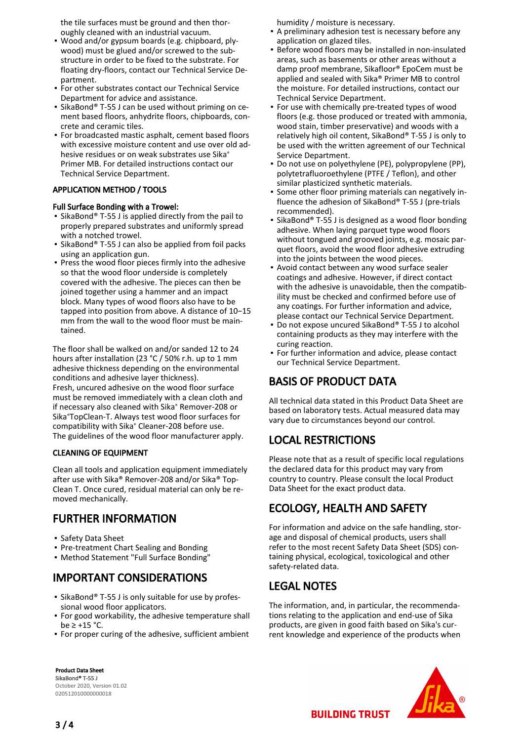the tile surfaces must be ground and then thoroughly cleaned with an industrial vacuum.

- Wood and/or gypsum boards (e.g. chipboard, plywood) must be glued and/or screwed to the substructure in order to be fixed to the substrate. For floating dry-floors, contact our Technical Service Department.
- For other substrates contact our Technical Service Department for advice and assistance.
- SikaBond® T-55 J can be used without priming on cement based floors, anhydrite floors, chipboards, concrete and ceramic tiles.
- For broadcasted mastic asphalt, cement based floors with excessive moisture content and use over old adhesive residues or on weak substrates use Sika® Primer MB. For detailed instructions contact our Technical Service Department.

### APPLICATION METHOD / TOOLS

**Full Surface Bonding with a Trowel:**

- SikaBond® T-55 J is applied directly from the pail to properly prepared substrates and uniformly spread with a notched trowel.
- SikaBond® T-55 J can also be applied from foil packs using an application gun.
- Press the wood floor pieces firmly into the adhesive so that the wood floor underside is completely covered with the adhesive. The pieces can then be joined together using a hammer and an impact block. Many types of wood floors also have to be tapped into position from above. A distance of 10−15 mm from the wall to the wood floor must be maintained.

The floor shall be walked on and/or sanded 12 to 24 hours after installation (23 °C / 50% r.h. up to 1 mm adhesive thickness depending on the environmental conditions and adhesive layer thickness).
Fresh, uncured adhesive on the wood floor surface must be removed immediately with a clean cloth and if necessary also cleaned with Sika® Remover-208 or Sika®TopClean-T. Always test wood floor surfaces for compatibility with Sika® Cleaner-208 before use.
The guidelines of the wood floor manufacturer apply.

### CLEANING OF EQUIPMENT

Clean all tools and application equipment immediately after use with Sika® Remover-208 and/or Sika® Top-Clean T. Once cured, residual material can only be removed mechanically.

## FURTHER INFORMATION

- Safety Data Sheet
- Pre-treatment Chart Sealing and Bonding
- Method Statement "Full Surface Bonding"

## IMPORTANT CONSIDERATIONS

- SikaBond® T-55 J is only suitable for use by professional wood floor applicators.
- For good workability, the adhesive temperature shall be ≥ +15 °C.
- For proper curing of the adhesive, sufficient ambient humidity / moisture is necessary.
- A preliminary adhesion test is necessary before any application on glazed tiles.
- Before wood floors may be installed in non-insulated areas, such as basements or other areas without a damp proof membrane, Sikafloor® EpoCem must be applied and sealed with Sika® Primer MB to control the moisture. For detailed instructions, contact our Technical Service Department.
- For use with chemically pre-treated types of wood floors (e.g. those produced or treated with ammonia, wood stain, timber preservative) and woods with a relatively high oil content, SikaBond® T-55 J is only to be used with the written agreement of our Technical Service Department.
- Do not use on polyethylene (PE), polypropylene (PP), polytetrafluoroethylene (PTFE / Teflon), and other similar plasticized synthetic materials.
- Some other floor priming materials can negatively influence the adhesion of SikaBond® T-55 J (pre-trials recommended).
- SikaBond® T-55 J is designed as a wood floor bonding adhesive. When laying parquet type wood floors without tongued and grooved joints, e.g. mosaic parquet floors, avoid the wood floor adhesive extruding into the joints between the wood pieces.
- Avoid contact between any wood surface sealer coatings and adhesive. However, if direct contact with the adhesive is unavoidable, then the compatibility must be checked and confirmed before use of any coatings. For further information and advice, please contact our Technical Service Department.
- Do not expose uncured SikaBond® T-55 J to alcohol containing products as they may interfere with the curing reaction.
- For further information and advice, please contact our Technical Service Department.

## BASIS OF PRODUCT DATA

All technical data stated in this Product Data Sheet are based on laboratory tests. Actual measured data may vary due to circumstances beyond our control.

## LOCAL RESTRICTIONS

Please note that as a result of specific local regulations the declared data for this product may vary from country to country. Please consult the local Product Data Sheet for the exact product data.

## ECOLOGY, HEALTH AND SAFETY

For information and advice on the safe handling, storage and disposal of chemical products, users shall refer to the most recent Safety Data Sheet (SDS) containing physical, ecological, toxicological and other safety-related data.

## LEGAL NOTES

The information, and, in particular, the recommendations relating to the application and end-use of Sika products, are given in good faith based on Sika's current knowledge and experience of the products when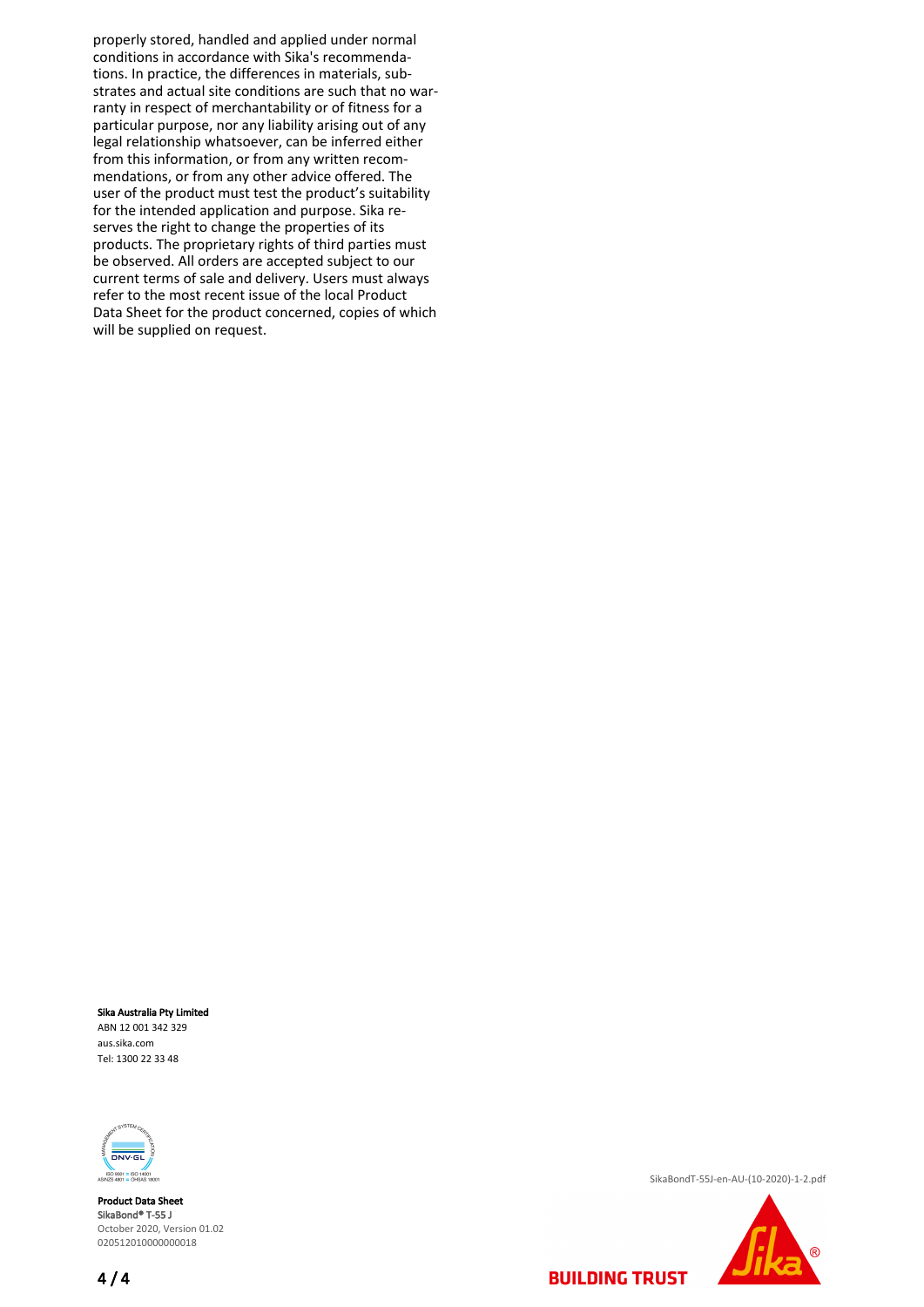properly stored, handled and applied under normal conditions in accordance with Sika's recommendations. In practice, the differences in materials, substrates and actual site conditions are such that no warranty in respect of merchantability or of fitness for a particular purpose, nor any liability arising out of any legal relationship whatsoever, can be inferred either from this information, or from any written recommendations, or from any other advice offered. The user of the product must test the product's suitability for the intended application and purpose. Sika reserves the right to change the properties of its products. The proprietary rights of third parties must be observed. All orders are accepted subject to our current terms of sale and delivery. Users must always refer to the most recent issue of the local Product Data Sheet for the product concerned, copies of which will be supplied on request.

**Sika Australia Pty Limited**
ABN 12 001 342 329
aus.sika.com
Tel: 1300 22 33 48

ISO 9001 = ISO 14001
AS/NZS 4801 = OHSAS 18001

**Product Data Sheet**
**SikaBond® T-55 J**
October 2020, Version 01.02
020512010000000018

SikaBondT-55J-en-AU-(10-2020)-1-2.pdf

**BUILDING TRUST**